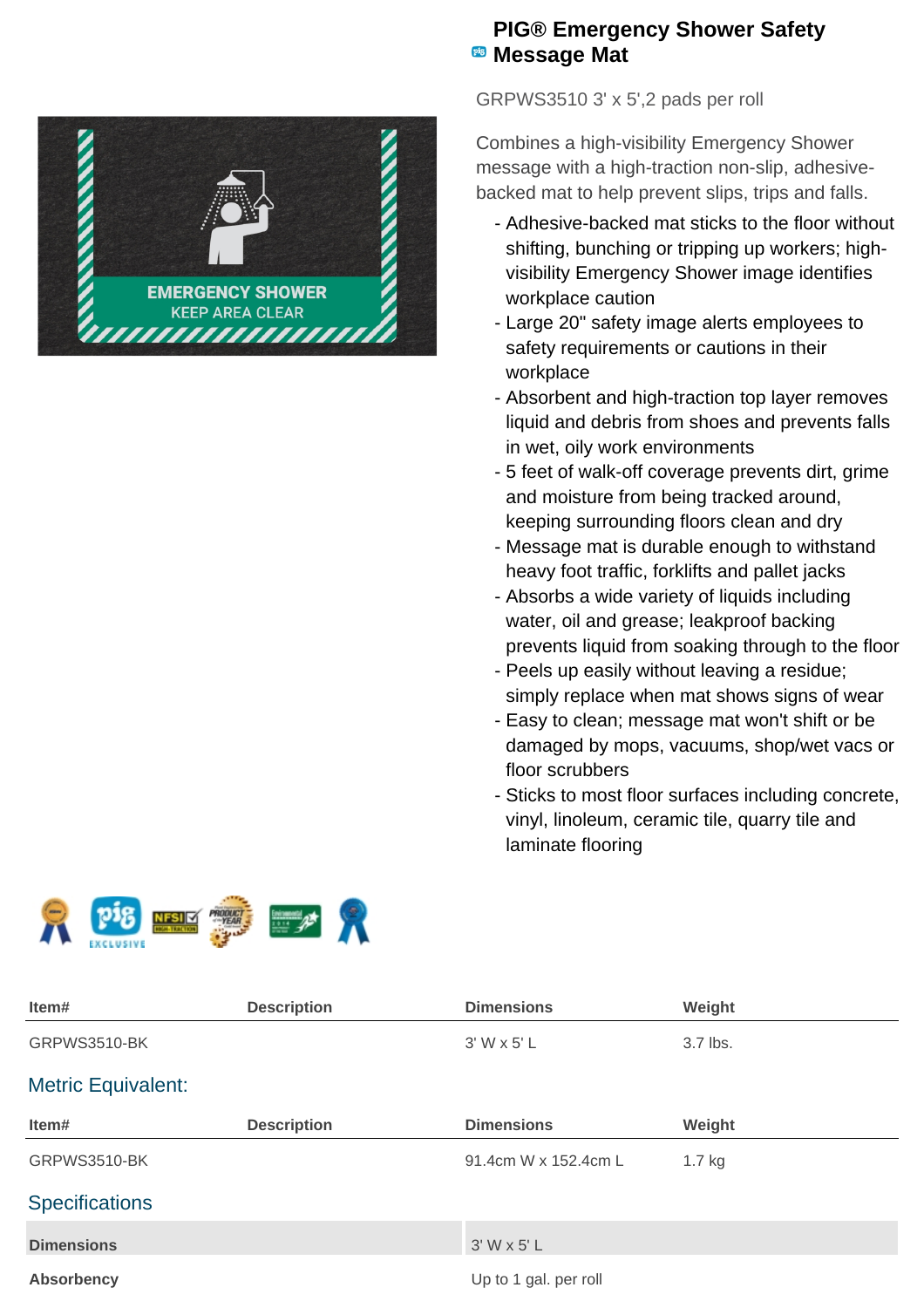# PIG® Emergency Shower Safety Message Mat

GRPWS3510 3' x 5',2 pads per roll

Combines a high-visibility Emergency Shower message with a high-traction non-slip, adhesive-backed mat to help prevent slips, trips and falls.

- Adhesive-backed mat sticks to the floor without shifting, bunching or tripping up workers; high-visibility Emergency Shower image identifies workplace caution
- Large 20" safety image alerts employees to safety requirements or cautions in their workplace
- Absorbent and high-traction top layer removes liquid and debris from shoes and prevents falls in wet, oily work environments
- 5 feet of walk-off coverage prevents dirt, grime and moisture from being tracked around, keeping surrounding floors clean and dry
- Message mat is durable enough to withstand heavy foot traffic, forklifts and pallet jacks
- Absorbs a wide variety of liquids including water, oil and grease; leakproof backing prevents liquid from soaking through to the floor
- Peels up easily without leaving a residue; simply replace when mat shows signs of wear
- Easy to clean; message mat won't shift or be damaged by mops, vacuums, shop/wet vacs or floor scrubbers
- Sticks to most floor surfaces including concrete, vinyl, linoleum, ceramic tile, quarry tile and laminate flooring

| Item# | Description | Dimensions | Weight |
|---|---|---|---|
| GRPWS3510-BK | | 3' W x 5' L | 3.7 lbs. |

## Metric Equivalent:

| Item# | Description | Dimensions | Weight |
|---|---|---|---|
| GRPWS3510-BK | | 91.4cm W x 152.4cm L | 1.7 kg |

## Specifications

| | |
|---|---|
| **Dimensions** | 3' W x 5' L |
| **Absorbency** | Up to 1 gal. per roll |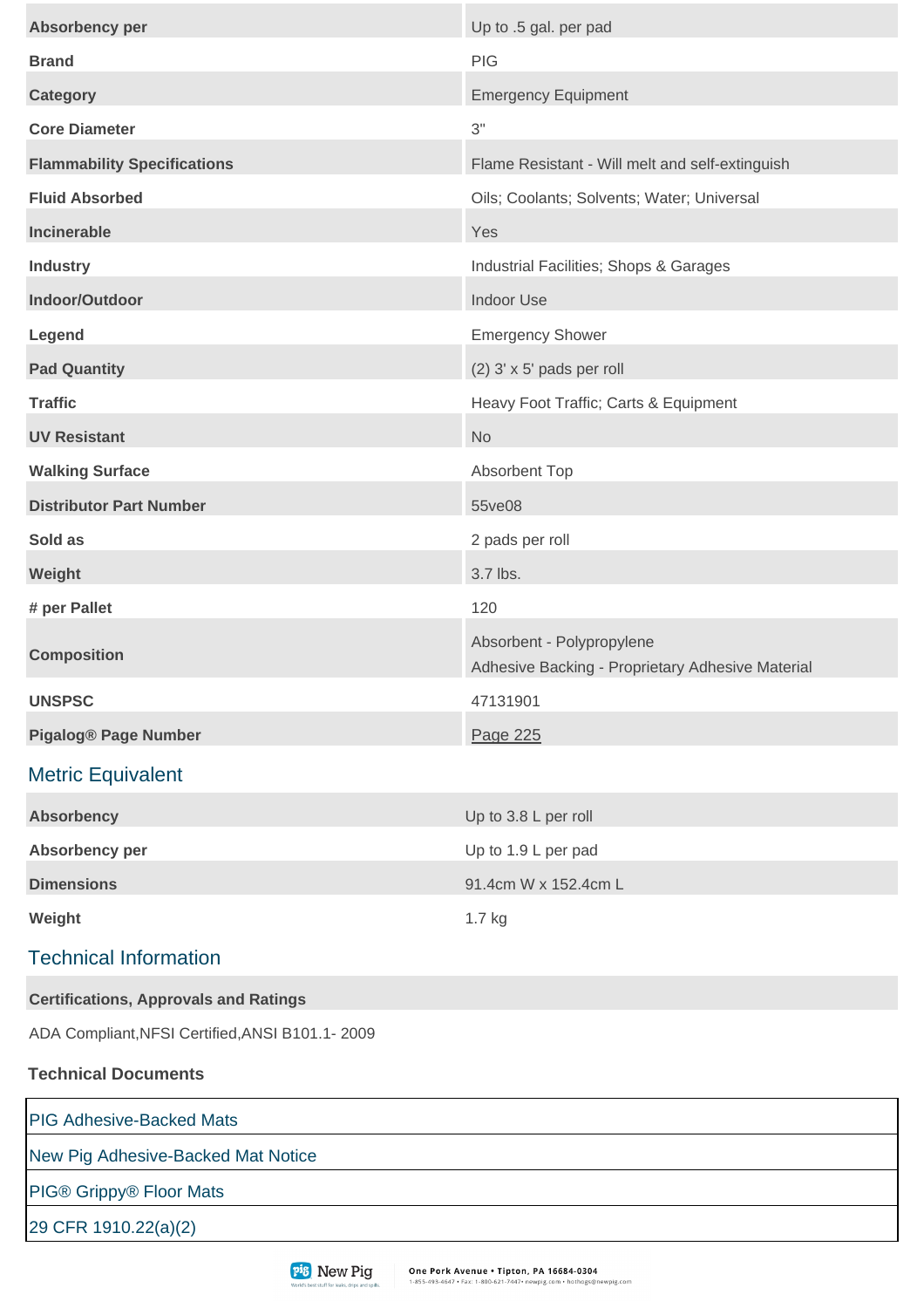| | |
|---|---|
| **Absorbency per** | Up to .5 gal. per pad |
| **Brand** | PIG |
| **Category** | Emergency Equipment |
| **Core Diameter** | 3" |
| **Flammability Specifications** | Flame Resistant - Will melt and self-extinguish |
| **Fluid Absorbed** | Oils; Coolants; Solvents; Water; Universal |
| **Incinerable** | Yes |
| **Industry** | Industrial Facilities; Shops & Garages |
| **Indoor/Outdoor** | Indoor Use |
| **Legend** | Emergency Shower |
| **Pad Quantity** | (2) 3' x 5' pads per roll |
| **Traffic** | Heavy Foot Traffic; Carts & Equipment |
| **UV Resistant** | No |
| **Walking Surface** | Absorbent Top |
| **Distributor Part Number** | 55ve08 |
| **Sold as** | 2 pads per roll |
| **Weight** | 3.7 lbs. |
| **# per Pallet** | 120 |
| **Composition** | Absorbent - Polypropylene<br>Adhesive Backing - Proprietary Adhesive Material |
| **UNSPSC** | 47131901 |
| **Pigalog® Page Number** | Page 225 |

## Metric Equivalent

| | |
|---|---|
| **Absorbency** | Up to 3.8 L per roll |
| **Absorbency per** | Up to 1.9 L per pad |
| **Dimensions** | 91.4cm W x 152.4cm L |
| **Weight** | 1.7 kg |

## Technical Information

**Certifications, Approvals and Ratings**

ADA Compliant,NFSI Certified,ANSI B101.1- 2009

### Technical Documents

| |
|---|
| PIG Adhesive-Backed Mats |
| New Pig Adhesive-Backed Mat Notice |
| PIG® Grippy® Floor Mats |
| 29 CFR 1910.22(a)(2) |